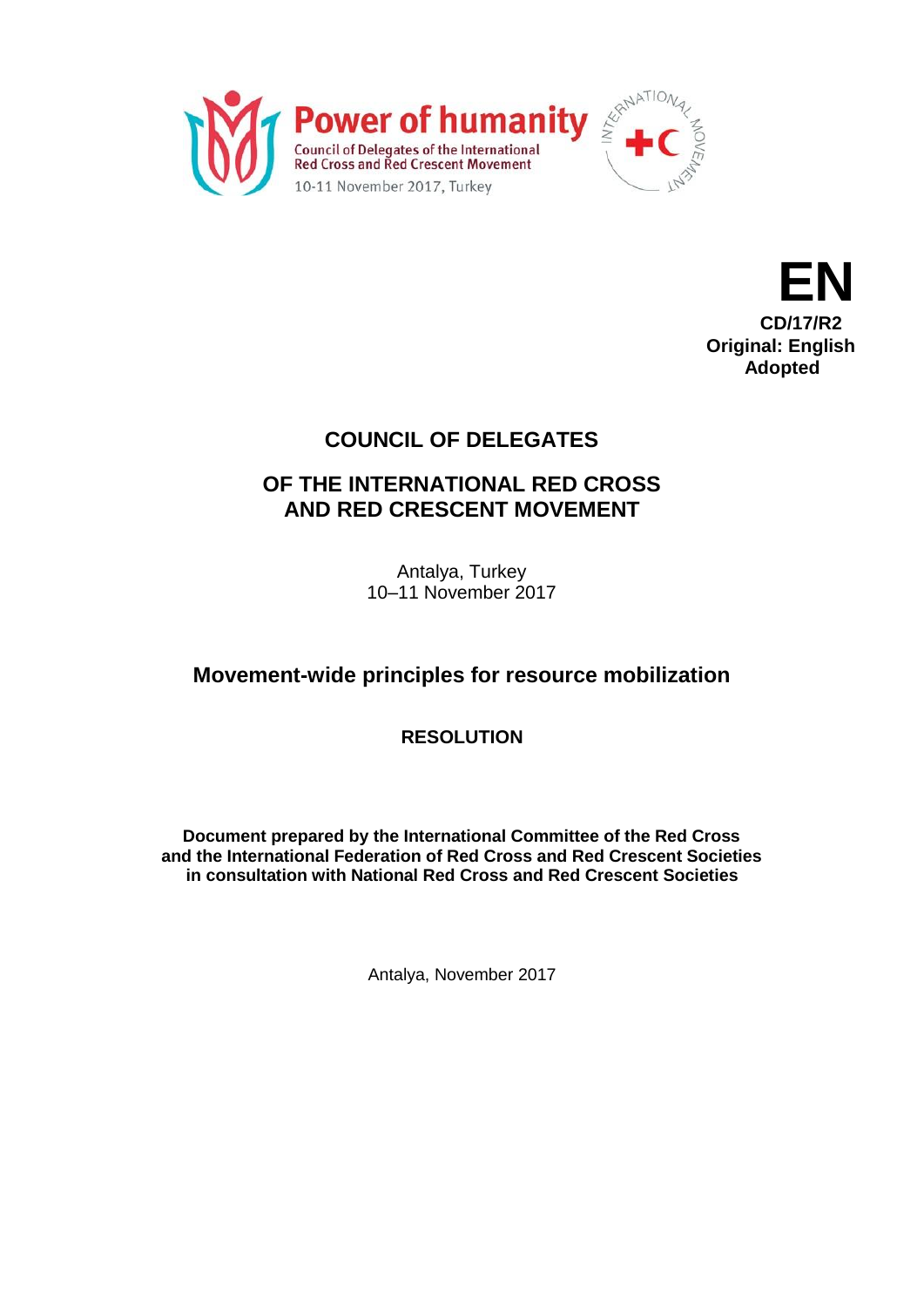**Power of humanity**

Council of Delegates of the International Red Cross and Red Crescent Movement

10-11 November 2017, Turkey

**EN**

**CD/17/R2**

**Original: English**

**Adopted**

# COUNCIL OF DELEGATES

# OF THE INTERNATIONAL RED CROSS AND RED CRESCENT MOVEMENT

Antalya, Turkey

10–11 November 2017

## Movement-wide principles for resource mobilization

### RESOLUTION

**Document prepared by the International Committee of the Red Cross and the International Federation of Red Cross and Red Crescent Societies in consultation with National Red Cross and Red Crescent Societies**

Antalya, November 2017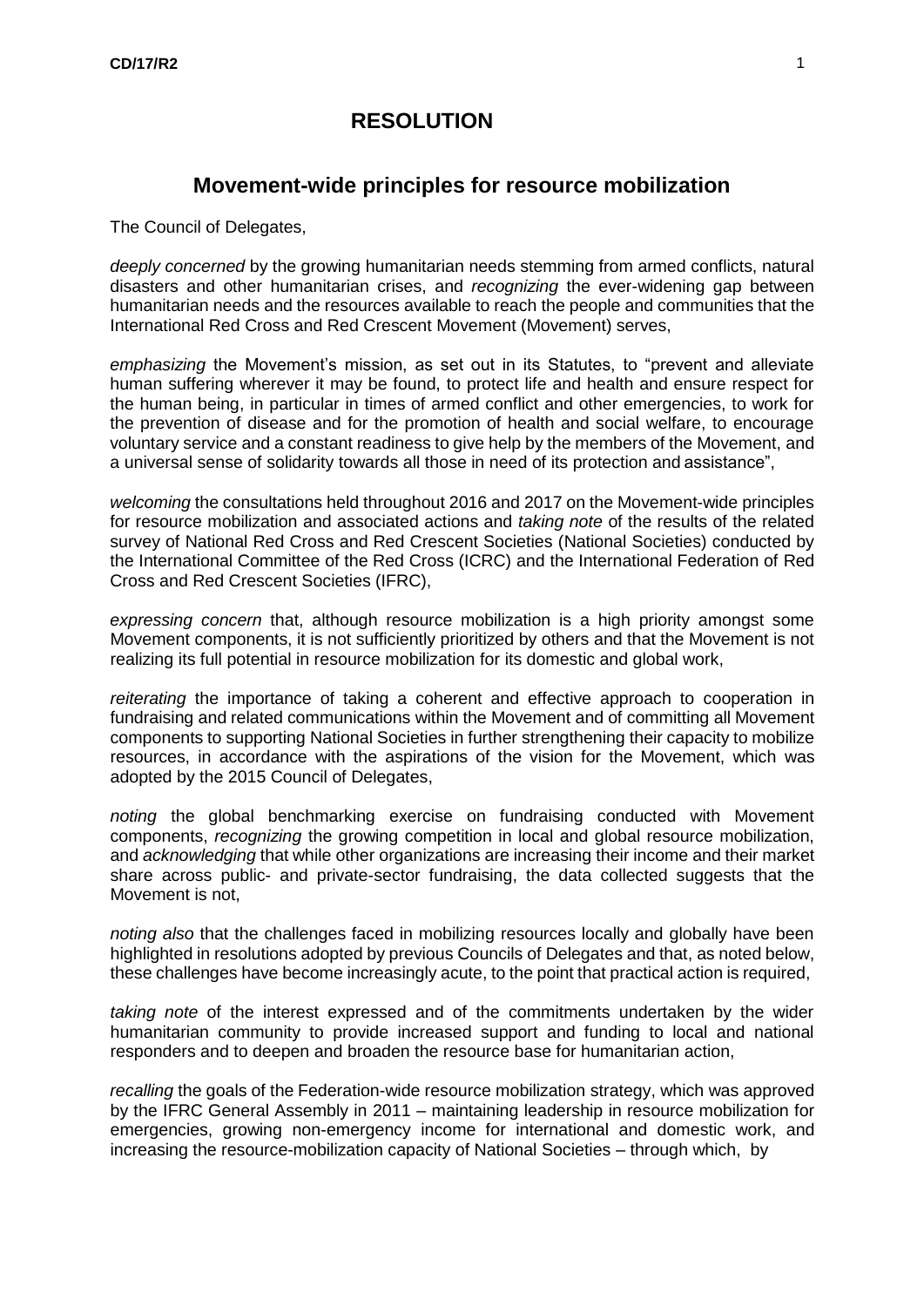# RESOLUTION

## Movement-wide principles for resource mobilization

The Council of Delegates,

*deeply concerned* by the growing humanitarian needs stemming from armed conflicts, natural disasters and other humanitarian crises, and *recognizing* the ever-widening gap between humanitarian needs and the resources available to reach the people and communities that the International Red Cross and Red Crescent Movement (Movement) serves,

*emphasizing* the Movement's mission, as set out in its Statutes, to "prevent and alleviate human suffering wherever it may be found, to protect life and health and ensure respect for the human being, in particular in times of armed conflict and other emergencies, to work for the prevention of disease and for the promotion of health and social welfare, to encourage voluntary service and a constant readiness to give help by the members of the Movement, and a universal sense of solidarity towards all those in need of its protection and assistance",

*welcoming* the consultations held throughout 2016 and 2017 on the Movement-wide principles for resource mobilization and associated actions and *taking note* of the results of the related survey of National Red Cross and Red Crescent Societies (National Societies) conducted by the International Committee of the Red Cross (ICRC) and the International Federation of Red Cross and Red Crescent Societies (IFRC),

*expressing concern* that, although resource mobilization is a high priority amongst some Movement components, it is not sufficiently prioritized by others and that the Movement is not realizing its full potential in resource mobilization for its domestic and global work,

*reiterating* the importance of taking a coherent and effective approach to cooperation in fundraising and related communications within the Movement and of committing all Movement components to supporting National Societies in further strengthening their capacity to mobilize resources, in accordance with the aspirations of the vision for the Movement, which was adopted by the 2015 Council of Delegates,

*noting* the global benchmarking exercise on fundraising conducted with Movement components, *recognizing* the growing competition in local and global resource mobilization, and *acknowledging* that while other organizations are increasing their income and their market share across public- and private-sector fundraising, the data collected suggests that the Movement is not,

*noting also* that the challenges faced in mobilizing resources locally and globally have been highlighted in resolutions adopted by previous Councils of Delegates and that, as noted below, these challenges have become increasingly acute, to the point that practical action is required,

*taking note* of the interest expressed and of the commitments undertaken by the wider humanitarian community to provide increased support and funding to local and national responders and to deepen and broaden the resource base for humanitarian action,

*recalling* the goals of the Federation-wide resource mobilization strategy, which was approved by the IFRC General Assembly in 2011 – maintaining leadership in resource mobilization for emergencies, growing non-emergency income for international and domestic work, and increasing the resource-mobilization capacity of National Societies – through which, by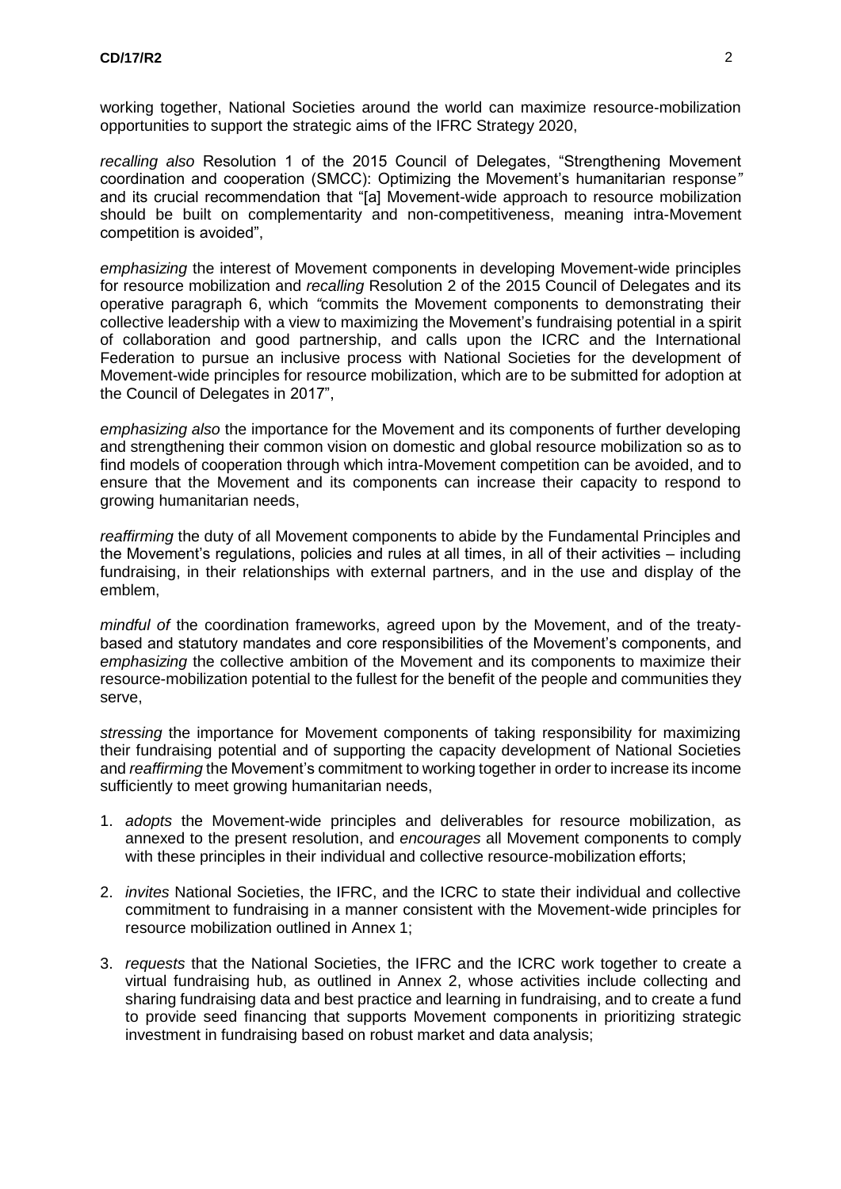working together, National Societies around the world can maximize resource-mobilization opportunities to support the strategic aims of the IFRC Strategy 2020,

*recalling also* Resolution 1 of the 2015 Council of Delegates, "Strengthening Movement coordination and cooperation (SMCC): Optimizing the Movement's humanitarian response*"* and its crucial recommendation that "[a] Movement-wide approach to resource mobilization should be built on complementarity and non-competitiveness, meaning intra-Movement competition is avoided",

*emphasizing* the interest of Movement components in developing Movement-wide principles for resource mobilization and *recalling* Resolution 2 of the 2015 Council of Delegates and its operative paragraph 6, which *"*commits the Movement components to demonstrating their collective leadership with a view to maximizing the Movement's fundraising potential in a spirit of collaboration and good partnership, and calls upon the ICRC and the International Federation to pursue an inclusive process with National Societies for the development of Movement-wide principles for resource mobilization, which are to be submitted for adoption at the Council of Delegates in 2017",

*emphasizing also* the importance for the Movement and its components of further developing and strengthening their common vision on domestic and global resource mobilization so as to find models of cooperation through which intra-Movement competition can be avoided, and to ensure that the Movement and its components can increase their capacity to respond to growing humanitarian needs,

*reaffirming* the duty of all Movement components to abide by the Fundamental Principles and the Movement's regulations, policies and rules at all times, in all of their activities – including fundraising, in their relationships with external partners, and in the use and display of the emblem,

*mindful of* the coordination frameworks, agreed upon by the Movement, and of the treaty-based and statutory mandates and core responsibilities of the Movement's components, and *emphasizing* the collective ambition of the Movement and its components to maximize their resource-mobilization potential to the fullest for the benefit of the people and communities they serve,

*stressing* the importance for Movement components of taking responsibility for maximizing their fundraising potential and of supporting the capacity development of National Societies and *reaffirming* the Movement's commitment to working together in order to increase its income sufficiently to meet growing humanitarian needs,

1. *adopts* the Movement-wide principles and deliverables for resource mobilization, as annexed to the present resolution, and *encourages* all Movement components to comply with these principles in their individual and collective resource-mobilization efforts;

2. *invites* National Societies, the IFRC, and the ICRC to state their individual and collective commitment to fundraising in a manner consistent with the Movement-wide principles for resource mobilization outlined in Annex 1;

3. *requests* that the National Societies, the IFRC and the ICRC work together to create a virtual fundraising hub, as outlined in Annex 2, whose activities include collecting and sharing fundraising data and best practice and learning in fundraising, and to create a fund to provide seed financing that supports Movement components in prioritizing strategic investment in fundraising based on robust market and data analysis;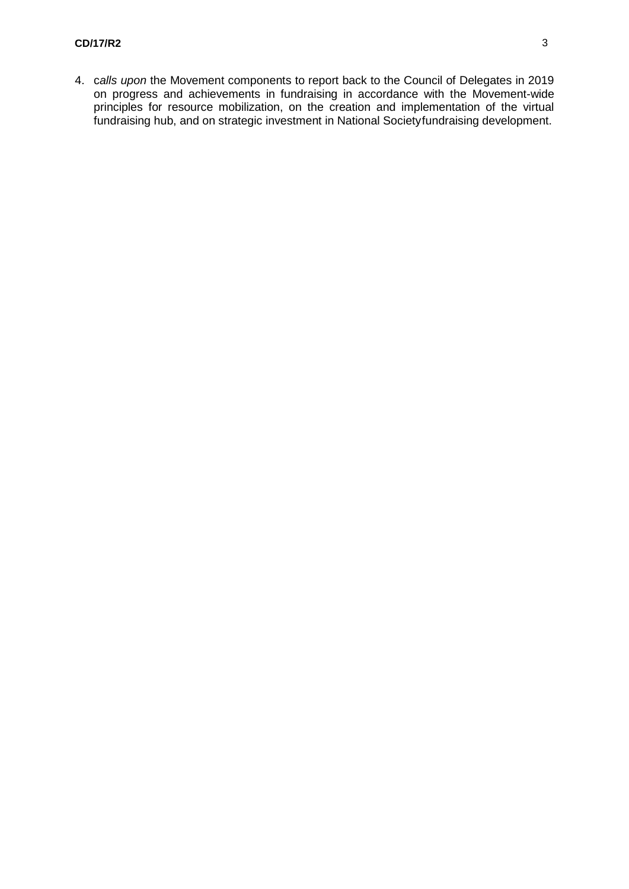4. c*alls upon* the Movement components to report back to the Council of Delegates in 2019 on progress and achievements in fundraising in accordance with the Movement-wide principles for resource mobilization, on the creation and implementation of the virtual fundraising hub, and on strategic investment in National Society fundraising development.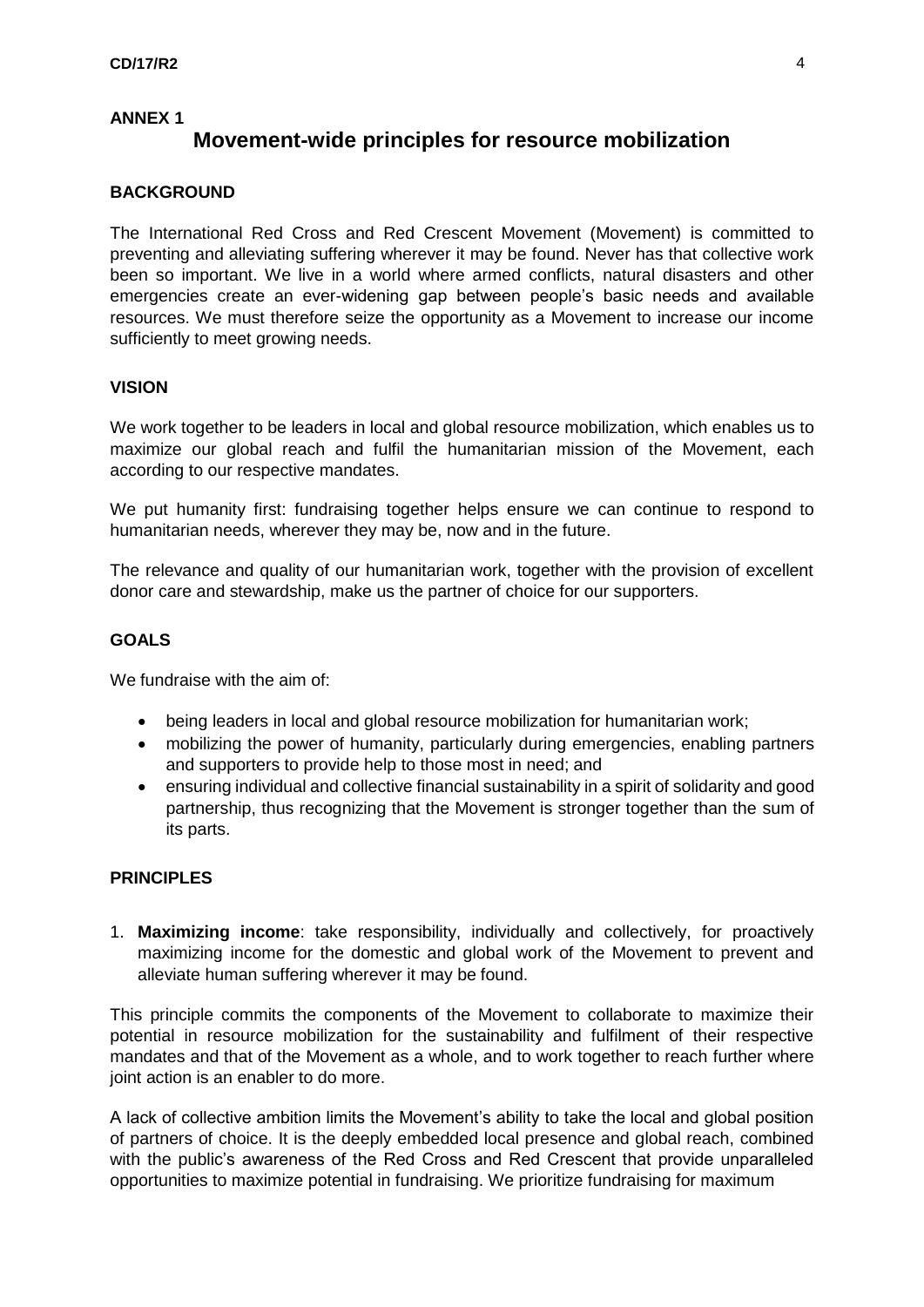**ANNEX 1**

# Movement-wide principles for resource mobilization

## BACKGROUND

The International Red Cross and Red Crescent Movement (Movement) is committed to preventing and alleviating suffering wherever it may be found. Never has that collective work been so important. We live in a world where armed conflicts, natural disasters and other emergencies create an ever-widening gap between people's basic needs and available resources. We must therefore seize the opportunity as a Movement to increase our income sufficiently to meet growing needs.

## VISION

We work together to be leaders in local and global resource mobilization, which enables us to maximize our global reach and fulfil the humanitarian mission of the Movement, each according to our respective mandates.

We put humanity first: fundraising together helps ensure we can continue to respond to humanitarian needs, wherever they may be, now and in the future.

The relevance and quality of our humanitarian work, together with the provision of excellent donor care and stewardship, make us the partner of choice for our supporters.

## GOALS

We fundraise with the aim of:

- being leaders in local and global resource mobilization for humanitarian work;
- mobilizing the power of humanity, particularly during emergencies, enabling partners and supporters to provide help to those most in need; and
- ensuring individual and collective financial sustainability in a spirit of solidarity and good partnership, thus recognizing that the Movement is stronger together than the sum of its parts.

## PRINCIPLES

1. **Maximizing income**: take responsibility, individually and collectively, for proactively maximizing income for the domestic and global work of the Movement to prevent and alleviate human suffering wherever it may be found.

This principle commits the components of the Movement to collaborate to maximize their potential in resource mobilization for the sustainability and fulfilment of their respective mandates and that of the Movement as a whole, and to work together to reach further where joint action is an enabler to do more.

A lack of collective ambition limits the Movement's ability to take the local and global position of partners of choice. It is the deeply embedded local presence and global reach, combined with the public's awareness of the Red Cross and Red Crescent that provide unparalleled opportunities to maximize potential in fundraising. We prioritize fundraising for maximum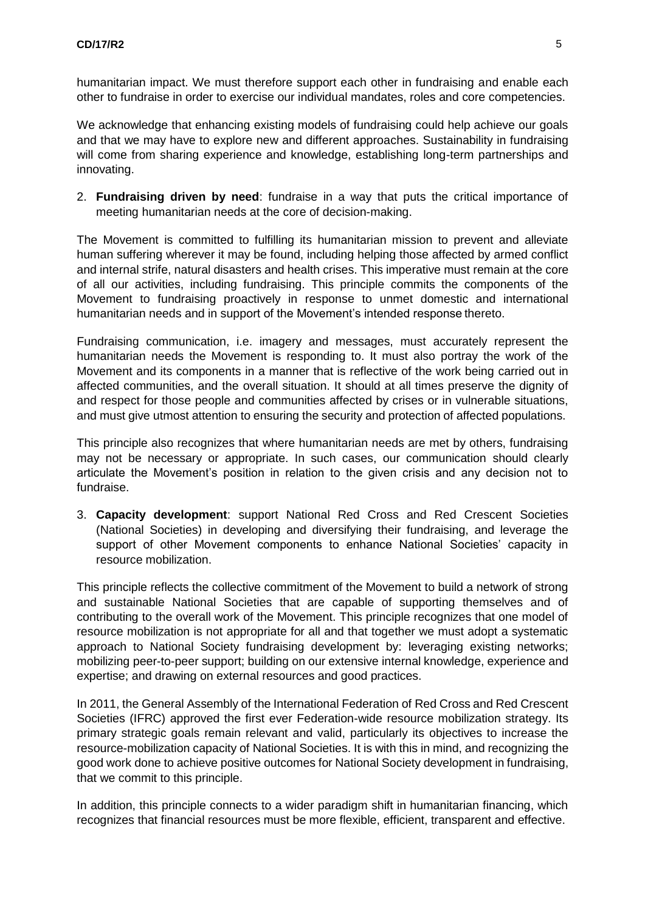humanitarian impact. We must therefore support each other in fundraising and enable each other to fundraise in order to exercise our individual mandates, roles and core competencies.

We acknowledge that enhancing existing models of fundraising could help achieve our goals and that we may have to explore new and different approaches. Sustainability in fundraising will come from sharing experience and knowledge, establishing long-term partnerships and innovating.

2. **Fundraising driven by need**: fundraise in a way that puts the critical importance of meeting humanitarian needs at the core of decision-making.

The Movement is committed to fulfilling its humanitarian mission to prevent and alleviate human suffering wherever it may be found, including helping those affected by armed conflict and internal strife, natural disasters and health crises. This imperative must remain at the core of all our activities, including fundraising. This principle commits the components of the Movement to fundraising proactively in response to unmet domestic and international humanitarian needs and in support of the Movement's intended response thereto.

Fundraising communication, i.e. imagery and messages, must accurately represent the humanitarian needs the Movement is responding to. It must also portray the work of the Movement and its components in a manner that is reflective of the work being carried out in affected communities, and the overall situation. It should at all times preserve the dignity of and respect for those people and communities affected by crises or in vulnerable situations, and must give utmost attention to ensuring the security and protection of affected populations.

This principle also recognizes that where humanitarian needs are met by others, fundraising may not be necessary or appropriate. In such cases, our communication should clearly articulate the Movement's position in relation to the given crisis and any decision not to fundraise.

3. **Capacity development**: support National Red Cross and Red Crescent Societies (National Societies) in developing and diversifying their fundraising, and leverage the support of other Movement components to enhance National Societies' capacity in resource mobilization.

This principle reflects the collective commitment of the Movement to build a network of strong and sustainable National Societies that are capable of supporting themselves and of contributing to the overall work of the Movement. This principle recognizes that one model of resource mobilization is not appropriate for all and that together we must adopt a systematic approach to National Society fundraising development by: leveraging existing networks; mobilizing peer-to-peer support; building on our extensive internal knowledge, experience and expertise; and drawing on external resources and good practices.

In 2011, the General Assembly of the International Federation of Red Cross and Red Crescent Societies (IFRC) approved the first ever Federation-wide resource mobilization strategy. Its primary strategic goals remain relevant and valid, particularly its objectives to increase the resource-mobilization capacity of National Societies. It is with this in mind, and recognizing the good work done to achieve positive outcomes for National Society development in fundraising, that we commit to this principle.

In addition, this principle connects to a wider paradigm shift in humanitarian financing, which recognizes that financial resources must be more flexible, efficient, transparent and effective.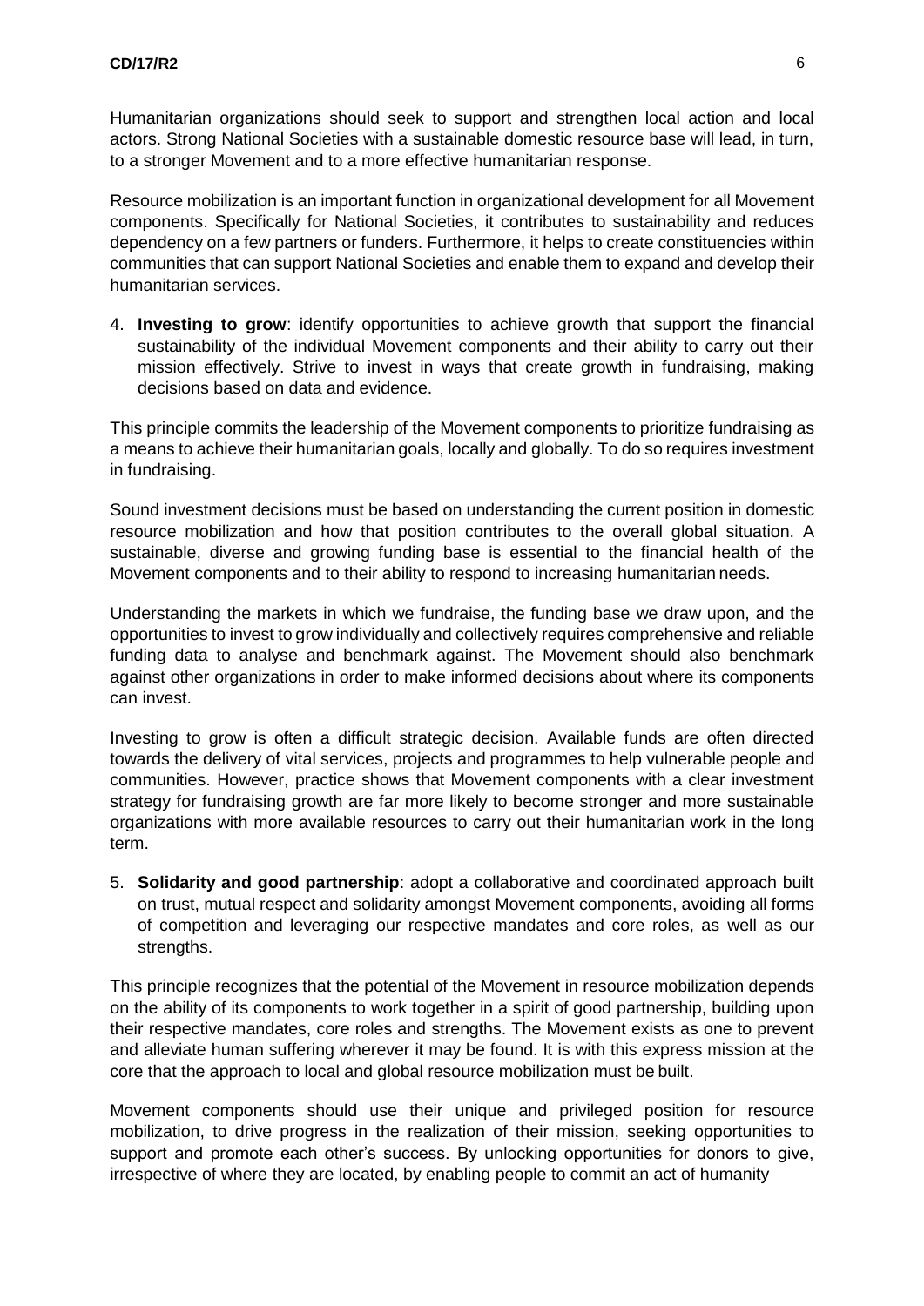Humanitarian organizations should seek to support and strengthen local action and local actors. Strong National Societies with a sustainable domestic resource base will lead, in turn, to a stronger Movement and to a more effective humanitarian response.

Resource mobilization is an important function in organizational development for all Movement components. Specifically for National Societies, it contributes to sustainability and reduces dependency on a few partners or funders. Furthermore, it helps to create constituencies within communities that can support National Societies and enable them to expand and develop their humanitarian services.

4. **Investing to grow**: identify opportunities to achieve growth that support the financial sustainability of the individual Movement components and their ability to carry out their mission effectively. Strive to invest in ways that create growth in fundraising, making decisions based on data and evidence.

This principle commits the leadership of the Movement components to prioritize fundraising as a means to achieve their humanitarian goals, locally and globally. To do so requires investment in fundraising.

Sound investment decisions must be based on understanding the current position in domestic resource mobilization and how that position contributes to the overall global situation. A sustainable, diverse and growing funding base is essential to the financial health of the Movement components and to their ability to respond to increasing humanitarian needs.

Understanding the markets in which we fundraise, the funding base we draw upon, and the opportunities to invest to grow individually and collectively requires comprehensive and reliable funding data to analyse and benchmark against. The Movement should also benchmark against other organizations in order to make informed decisions about where its components can invest.

Investing to grow is often a difficult strategic decision. Available funds are often directed towards the delivery of vital services, projects and programmes to help vulnerable people and communities. However, practice shows that Movement components with a clear investment strategy for fundraising growth are far more likely to become stronger and more sustainable organizations with more available resources to carry out their humanitarian work in the long term.

5. **Solidarity and good partnership**: adopt a collaborative and coordinated approach built on trust, mutual respect and solidarity amongst Movement components, avoiding all forms of competition and leveraging our respective mandates and core roles, as well as our strengths.

This principle recognizes that the potential of the Movement in resource mobilization depends on the ability of its components to work together in a spirit of good partnership, building upon their respective mandates, core roles and strengths. The Movement exists as one to prevent and alleviate human suffering wherever it may be found. It is with this express mission at the core that the approach to local and global resource mobilization must be built.

Movement components should use their unique and privileged position for resource mobilization, to drive progress in the realization of their mission, seeking opportunities to support and promote each other's success. By unlocking opportunities for donors to give, irrespective of where they are located, by enabling people to commit an act of humanity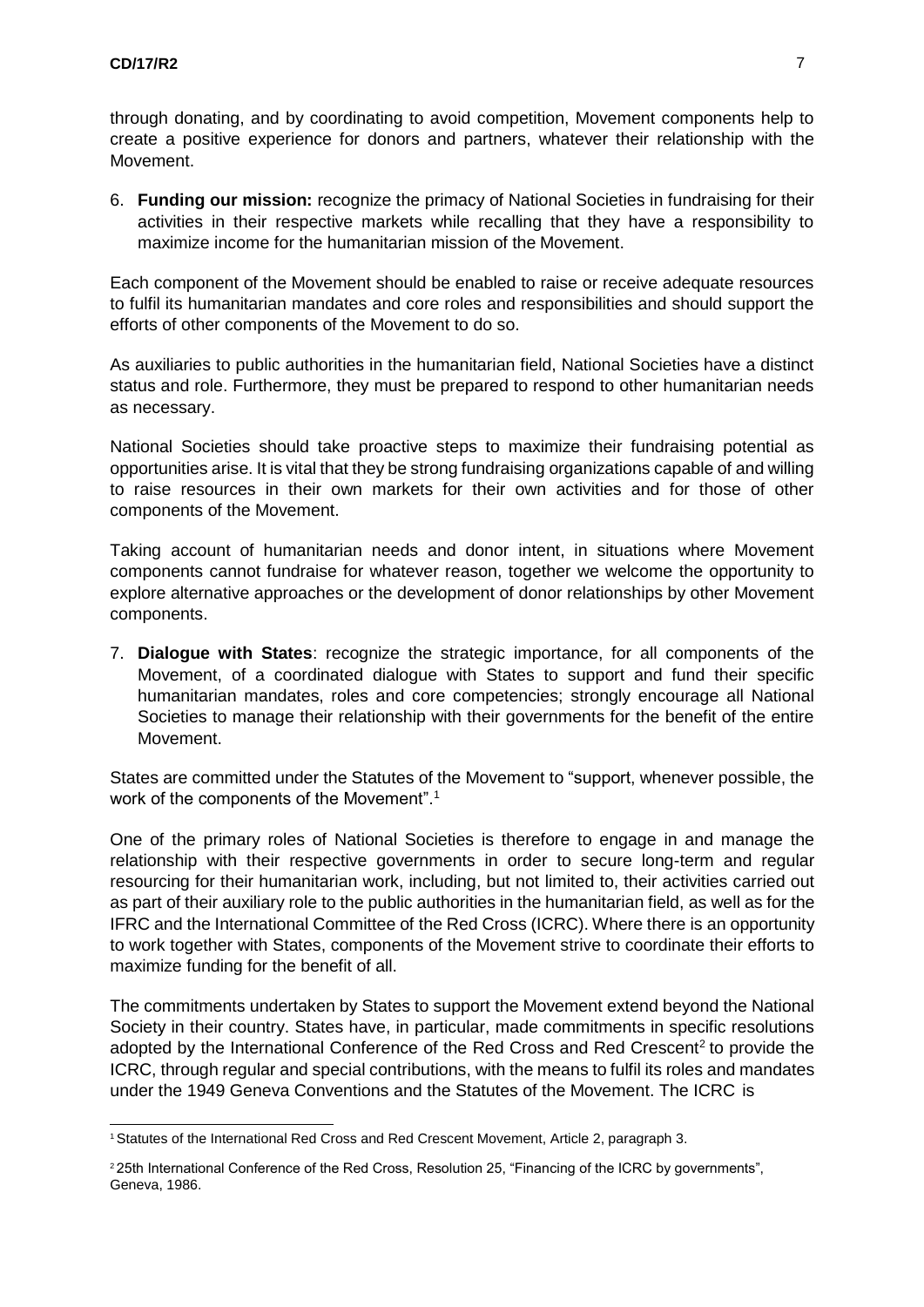through donating, and by coordinating to avoid competition, Movement components help to create a positive experience for donors and partners, whatever their relationship with the Movement.

6. **Funding our mission:** recognize the primacy of National Societies in fundraising for their activities in their respective markets while recalling that they have a responsibility to maximize income for the humanitarian mission of the Movement.

Each component of the Movement should be enabled to raise or receive adequate resources to fulfil its humanitarian mandates and core roles and responsibilities and should support the efforts of other components of the Movement to do so.

As auxiliaries to public authorities in the humanitarian field, National Societies have a distinct status and role. Furthermore, they must be prepared to respond to other humanitarian needs as necessary.

National Societies should take proactive steps to maximize their fundraising potential as opportunities arise. It is vital that they be strong fundraising organizations capable of and willing to raise resources in their own markets for their own activities and for those of other components of the Movement.

Taking account of humanitarian needs and donor intent, in situations where Movement components cannot fundraise for whatever reason, together we welcome the opportunity to explore alternative approaches or the development of donor relationships by other Movement components.

7. **Dialogue with States**: recognize the strategic importance, for all components of the Movement, of a coordinated dialogue with States to support and fund their specific humanitarian mandates, roles and core competencies; strongly encourage all National Societies to manage their relationship with their governments for the benefit of the entire Movement.

States are committed under the Statutes of the Movement to "support, whenever possible, the work of the components of the Movement".[1]

One of the primary roles of National Societies is therefore to engage in and manage the relationship with their respective governments in order to secure long-term and regular resourcing for their humanitarian work, including, but not limited to, their activities carried out as part of their auxiliary role to the public authorities in the humanitarian field, as well as for the IFRC and the International Committee of the Red Cross (ICRC). Where there is an opportunity to work together with States, components of the Movement strive to coordinate their efforts to maximize funding for the benefit of all.

The commitments undertaken by States to support the Movement extend beyond the National Society in their country. States have, in particular, made commitments in specific resolutions adopted by the International Conference of the Red Cross and Red Crescent[2] to provide the ICRC, through regular and special contributions, with the means to fulfil its roles and mandates under the 1949 Geneva Conventions and the Statutes of the Movement. The ICRC is

---

[1] Statutes of the International Red Cross and Red Crescent Movement, Article 2, paragraph 3.

[2] 25th International Conference of the Red Cross, Resolution 25, "Financing of the ICRC by governments", Geneva, 1986.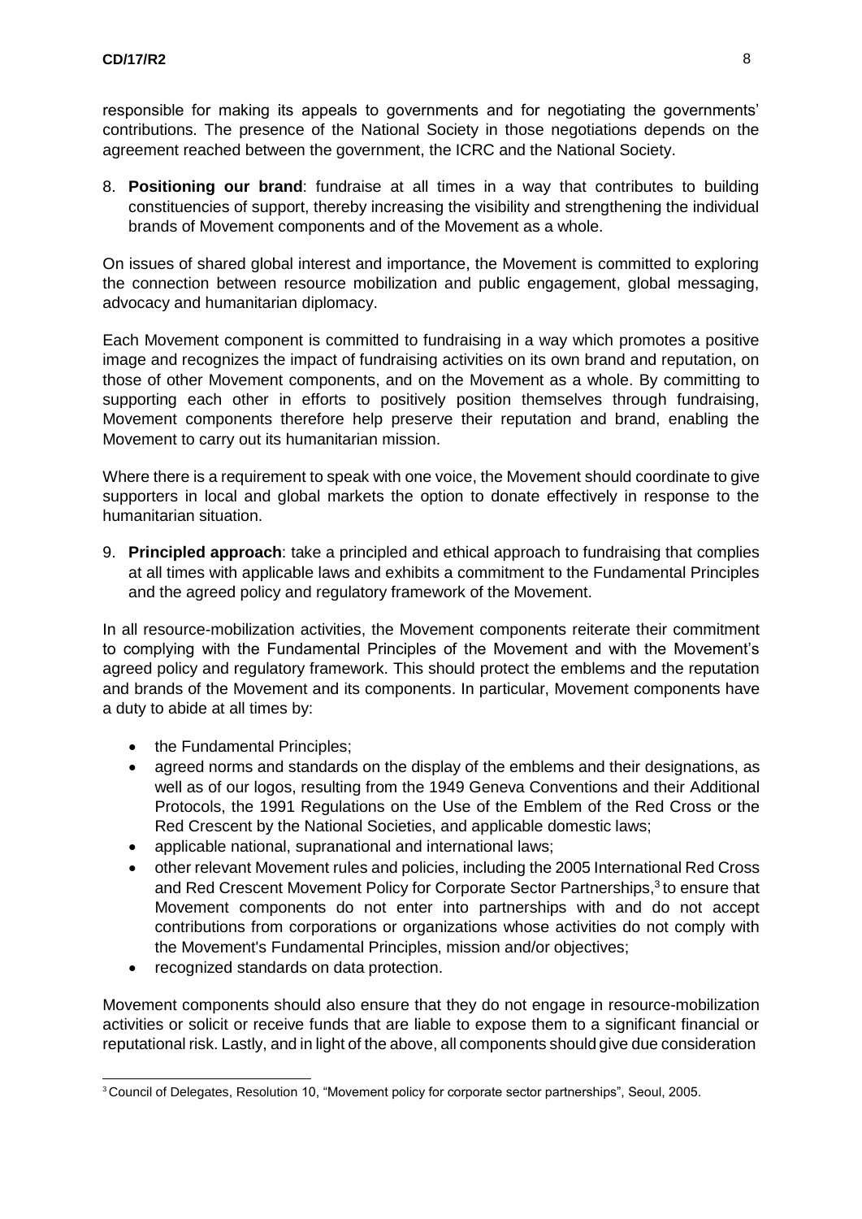responsible for making its appeals to governments and for negotiating the governments' contributions. The presence of the National Society in those negotiations depends on the agreement reached between the government, the ICRC and the National Society.

8. **Positioning our brand**: fundraise at all times in a way that contributes to building constituencies of support, thereby increasing the visibility and strengthening the individual brands of Movement components and of the Movement as a whole.

On issues of shared global interest and importance, the Movement is committed to exploring the connection between resource mobilization and public engagement, global messaging, advocacy and humanitarian diplomacy.

Each Movement component is committed to fundraising in a way which promotes a positive image and recognizes the impact of fundraising activities on its own brand and reputation, on those of other Movement components, and on the Movement as a whole. By committing to supporting each other in efforts to positively position themselves through fundraising, Movement components therefore help preserve their reputation and brand, enabling the Movement to carry out its humanitarian mission.

Where there is a requirement to speak with one voice, the Movement should coordinate to give supporters in local and global markets the option to donate effectively in response to the humanitarian situation.

9. **Principled approach**: take a principled and ethical approach to fundraising that complies at all times with applicable laws and exhibits a commitment to the Fundamental Principles and the agreed policy and regulatory framework of the Movement.

In all resource-mobilization activities, the Movement components reiterate their commitment to complying with the Fundamental Principles of the Movement and with the Movement's agreed policy and regulatory framework. This should protect the emblems and the reputation and brands of the Movement and its components. In particular, Movement components have a duty to abide at all times by:

- the Fundamental Principles;
- agreed norms and standards on the display of the emblems and their designations, as well as of our logos, resulting from the 1949 Geneva Conventions and their Additional Protocols, the 1991 Regulations on the Use of the Emblem of the Red Cross or the Red Crescent by the National Societies, and applicable domestic laws;
- applicable national, supranational and international laws;
- other relevant Movement rules and policies, including the 2005 International Red Cross and Red Crescent Movement Policy for Corporate Sector Partnerships,[3] to ensure that Movement components do not enter into partnerships with and do not accept contributions from corporations or organizations whose activities do not comply with the Movement's Fundamental Principles, mission and/or objectives;
- recognized standards on data protection.

Movement components should also ensure that they do not engage in resource-mobilization activities or solicit or receive funds that are liable to expose them to a significant financial or reputational risk. Lastly, and in light of the above, all components should give due consideration

[3] Council of Delegates, Resolution 10, "Movement policy for corporate sector partnerships", Seoul, 2005.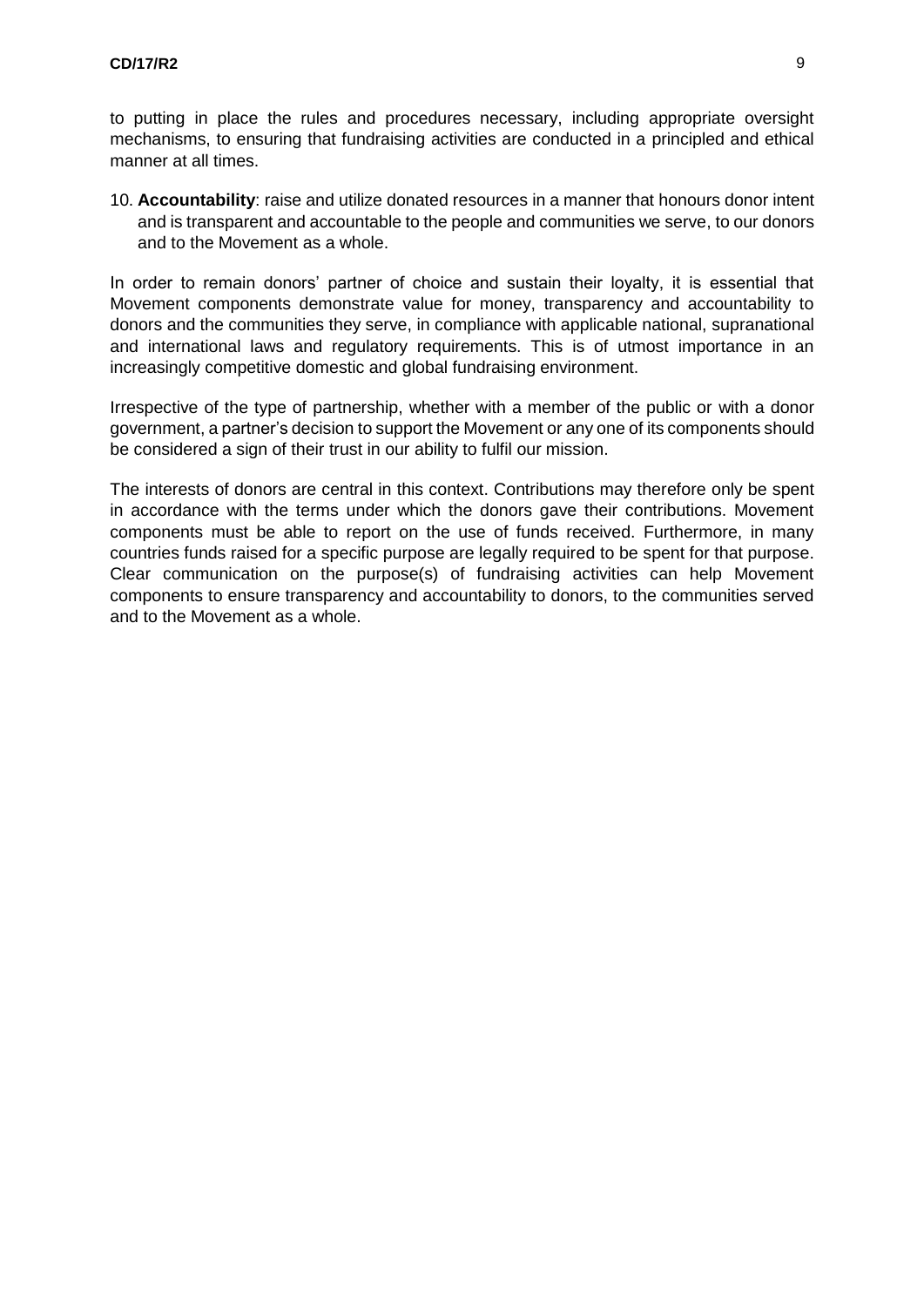to putting in place the rules and procedures necessary, including appropriate oversight mechanisms, to ensuring that fundraising activities are conducted in a principled and ethical manner at all times.

10. **Accountability**: raise and utilize donated resources in a manner that honours donor intent and is transparent and accountable to the people and communities we serve, to our donors and to the Movement as a whole.

In order to remain donors' partner of choice and sustain their loyalty, it is essential that Movement components demonstrate value for money, transparency and accountability to donors and the communities they serve, in compliance with applicable national, supranational and international laws and regulatory requirements. This is of utmost importance in an increasingly competitive domestic and global fundraising environment.

Irrespective of the type of partnership, whether with a member of the public or with a donor government, a partner's decision to support the Movement or any one of its components should be considered a sign of their trust in our ability to fulfil our mission.

The interests of donors are central in this context. Contributions may therefore only be spent in accordance with the terms under which the donors gave their contributions. Movement components must be able to report on the use of funds received. Furthermore, in many countries funds raised for a specific purpose are legally required to be spent for that purpose. Clear communication on the purpose(s) of fundraising activities can help Movement components to ensure transparency and accountability to donors, to the communities served and to the Movement as a whole.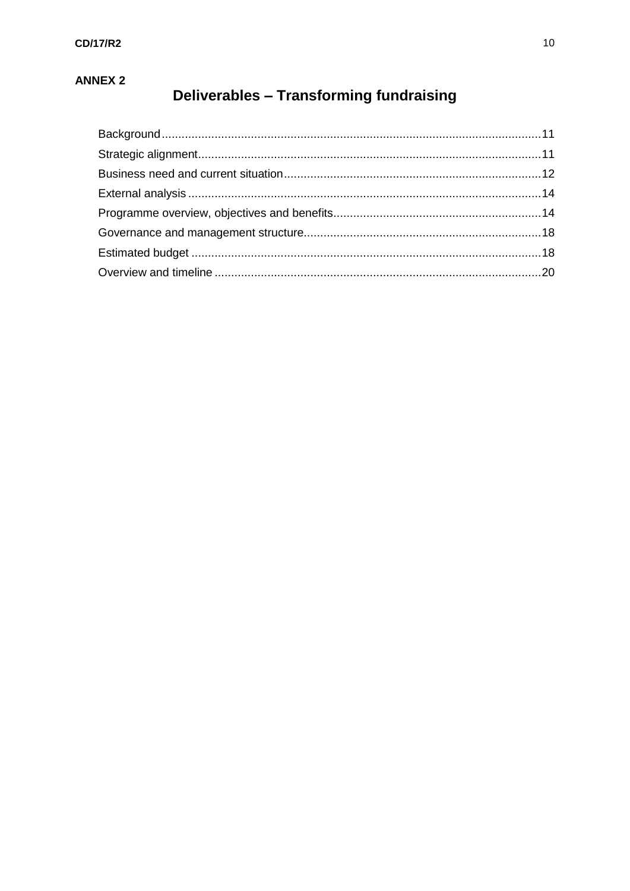**ANNEX 2**

# Deliverables – Transforming fundraising

Background..........11
Strategic alignment..........11
Business need and current situation..........12
External analysis..........14
Programme overview, objectives and benefits..........14
Governance and management structure..........18
Estimated budget..........18
Overview and timeline..........20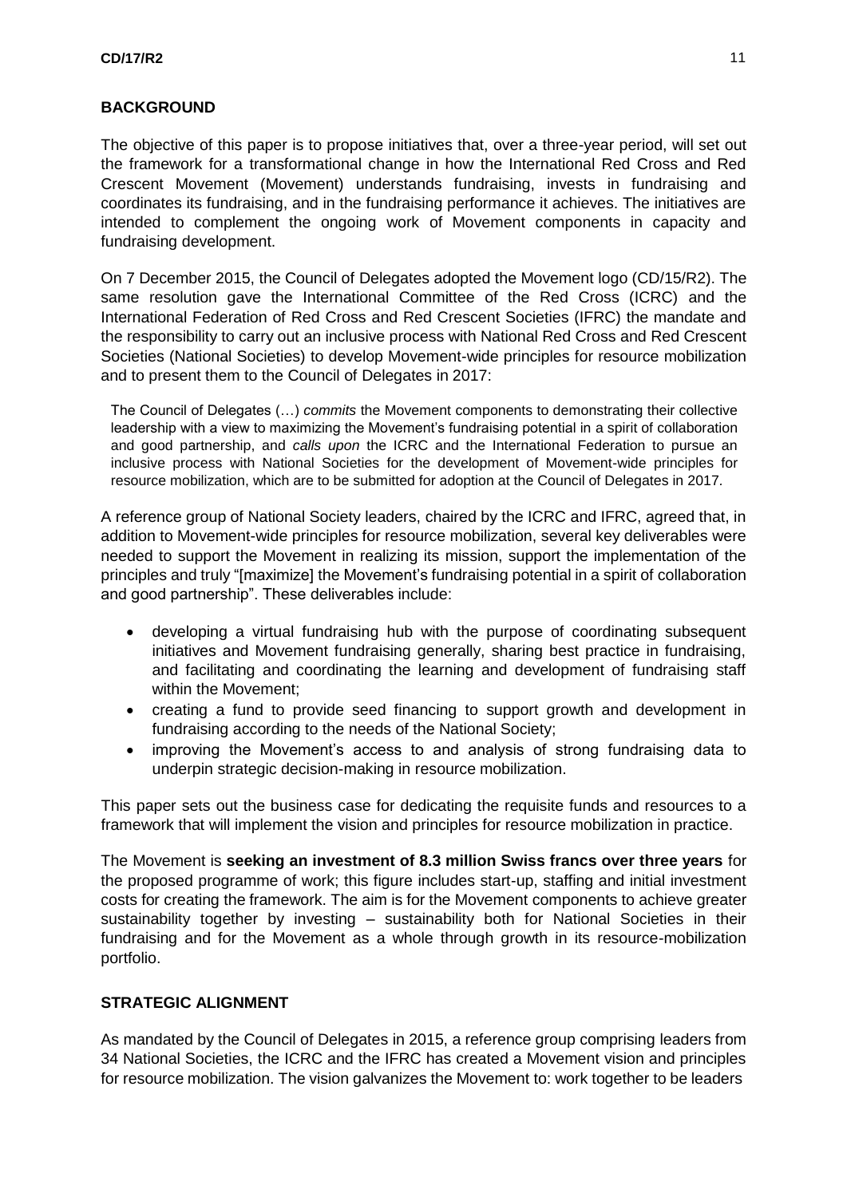## BACKGROUND

The objective of this paper is to propose initiatives that, over a three-year period, will set out the framework for a transformational change in how the International Red Cross and Red Crescent Movement (Movement) understands fundraising, invests in fundraising and coordinates its fundraising, and in the fundraising performance it achieves. The initiatives are intended to complement the ongoing work of Movement components in capacity and fundraising development.

On 7 December 2015, the Council of Delegates adopted the Movement logo (CD/15/R2). The same resolution gave the International Committee of the Red Cross (ICRC) and the International Federation of Red Cross and Red Crescent Societies (IFRC) the mandate and the responsibility to carry out an inclusive process with National Red Cross and Red Crescent Societies (National Societies) to develop Movement-wide principles for resource mobilization and to present them to the Council of Delegates in 2017:

> The Council of Delegates (…) *commits* the Movement components to demonstrating their collective leadership with a view to maximizing the Movement's fundraising potential in a spirit of collaboration and good partnership, and *calls upon* the ICRC and the International Federation to pursue an inclusive process with National Societies for the development of Movement-wide principles for resource mobilization, which are to be submitted for adoption at the Council of Delegates in 2017.

A reference group of National Society leaders, chaired by the ICRC and IFRC, agreed that, in addition to Movement-wide principles for resource mobilization, several key deliverables were needed to support the Movement in realizing its mission, support the implementation of the principles and truly "[maximize] the Movement's fundraising potential in a spirit of collaboration and good partnership". These deliverables include:

- developing a virtual fundraising hub with the purpose of coordinating subsequent initiatives and Movement fundraising generally, sharing best practice in fundraising, and facilitating and coordinating the learning and development of fundraising staff within the Movement;
- creating a fund to provide seed financing to support growth and development in fundraising according to the needs of the National Society;
- improving the Movement's access to and analysis of strong fundraising data to underpin strategic decision-making in resource mobilization.

This paper sets out the business case for dedicating the requisite funds and resources to a framework that will implement the vision and principles for resource mobilization in practice.

The Movement is **seeking an investment of 8.3 million Swiss francs over three years** for the proposed programme of work; this figure includes start-up, staffing and initial investment costs for creating the framework. The aim is for the Movement components to achieve greater sustainability together by investing – sustainability both for National Societies in their fundraising and for the Movement as a whole through growth in its resource-mobilization portfolio.

## STRATEGIC ALIGNMENT

As mandated by the Council of Delegates in 2015, a reference group comprising leaders from 34 National Societies, the ICRC and the IFRC has created a Movement vision and principles for resource mobilization. The vision galvanizes the Movement to: work together to be leaders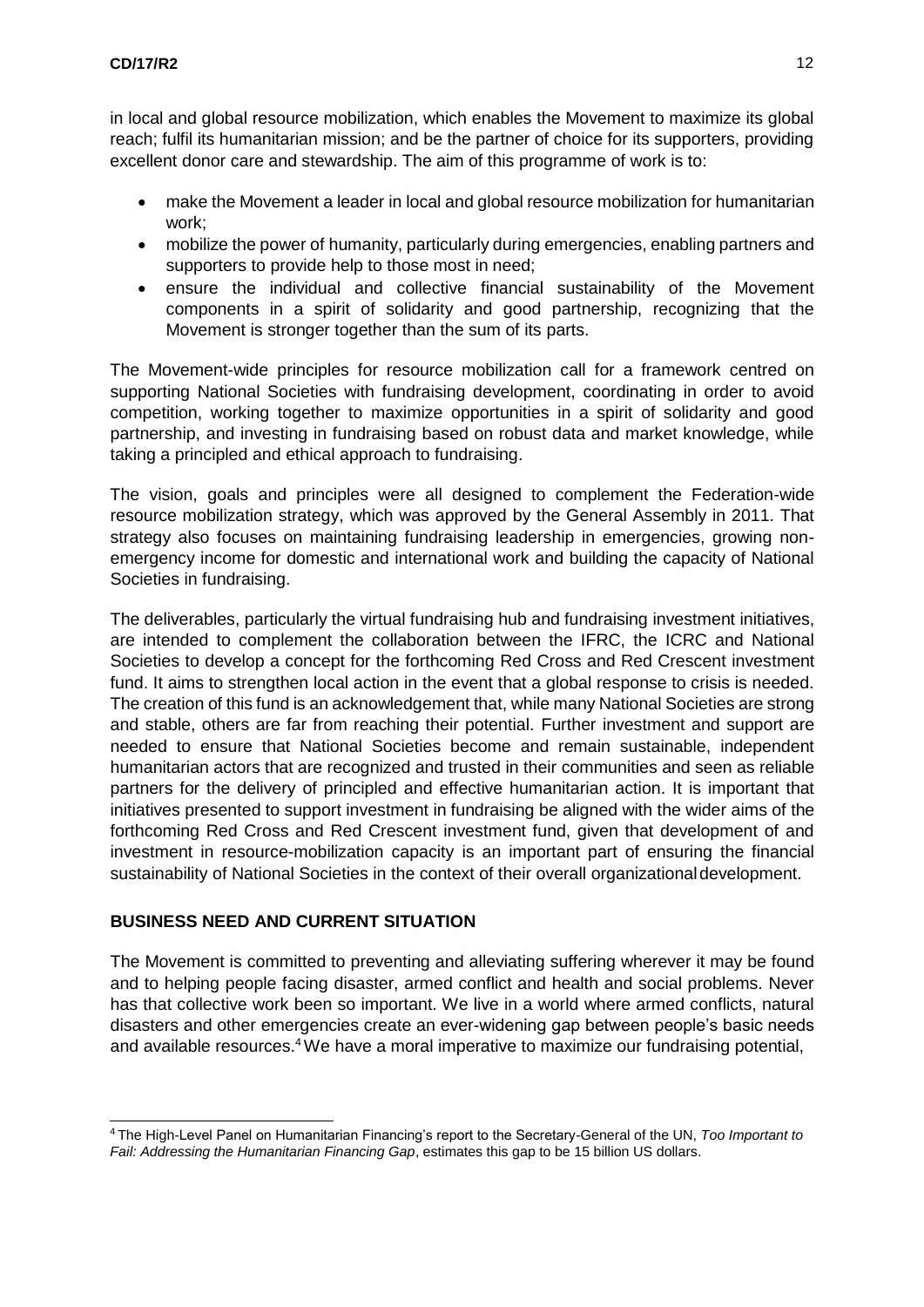in local and global resource mobilization, which enables the Movement to maximize its global reach; fulfil its humanitarian mission; and be the partner of choice for its supporters, providing excellent donor care and stewardship. The aim of this programme of work is to:

- make the Movement a leader in local and global resource mobilization for humanitarian work;
- mobilize the power of humanity, particularly during emergencies, enabling partners and supporters to provide help to those most in need;
- ensure the individual and collective financial sustainability of the Movement components in a spirit of solidarity and good partnership, recognizing that the Movement is stronger together than the sum of its parts.

The Movement-wide principles for resource mobilization call for a framework centred on supporting National Societies with fundraising development, coordinating in order to avoid competition, working together to maximize opportunities in a spirit of solidarity and good partnership, and investing in fundraising based on robust data and market knowledge, while taking a principled and ethical approach to fundraising.

The vision, goals and principles were all designed to complement the Federation-wide resource mobilization strategy, which was approved by the General Assembly in 2011. That strategy also focuses on maintaining fundraising leadership in emergencies, growing non-emergency income for domestic and international work and building the capacity of National Societies in fundraising.

The deliverables, particularly the virtual fundraising hub and fundraising investment initiatives, are intended to complement the collaboration between the IFRC, the ICRC and National Societies to develop a concept for the forthcoming Red Cross and Red Crescent investment fund. It aims to strengthen local action in the event that a global response to crisis is needed. The creation of this fund is an acknowledgement that, while many National Societies are strong and stable, others are far from reaching their potential. Further investment and support are needed to ensure that National Societies become and remain sustainable, independent humanitarian actors that are recognized and trusted in their communities and seen as reliable partners for the delivery of principled and effective humanitarian action. It is important that initiatives presented to support investment in fundraising be aligned with the wider aims of the forthcoming Red Cross and Red Crescent investment fund, given that development of and investment in resource-mobilization capacity is an important part of ensuring the financial sustainability of National Societies in the context of their overall organizational development.

## BUSINESS NEED AND CURRENT SITUATION

The Movement is committed to preventing and alleviating suffering wherever it may be found and to helping people facing disaster, armed conflict and health and social problems. Never has that collective work been so important. We live in a world where armed conflicts, natural disasters and other emergencies create an ever-widening gap between people's basic needs and available resources.[4] We have a moral imperative to maximize our fundraising potential,

[4] The High-Level Panel on Humanitarian Financing's report to the Secretary-General of the UN, *Too Important to Fail: Addressing the Humanitarian Financing Gap*, estimates this gap to be 15 billion US dollars.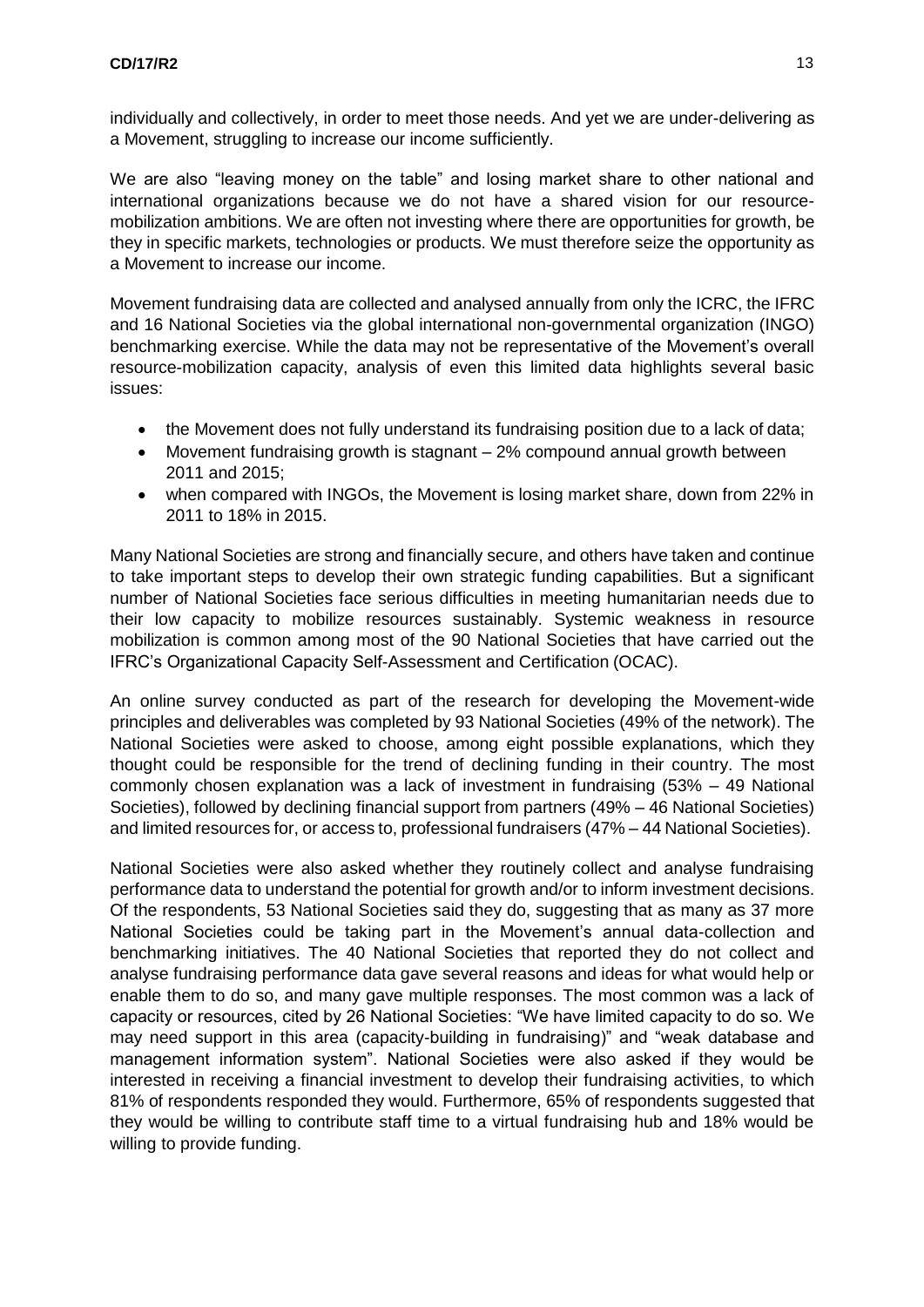individually and collectively, in order to meet those needs. And yet we are under-delivering as a Movement, struggling to increase our income sufficiently.

We are also "leaving money on the table" and losing market share to other national and international organizations because we do not have a shared vision for our resource-mobilization ambitions. We are often not investing where there are opportunities for growth, be they in specific markets, technologies or products. We must therefore seize the opportunity as a Movement to increase our income.

Movement fundraising data are collected and analysed annually from only the ICRC, the IFRC and 16 National Societies via the global international non-governmental organization (INGO) benchmarking exercise. While the data may not be representative of the Movement's overall resource-mobilization capacity, analysis of even this limited data highlights several basic issues:

- the Movement does not fully understand its fundraising position due to a lack of data;
- Movement fundraising growth is stagnant – 2% compound annual growth between 2011 and 2015;
- when compared with INGOs, the Movement is losing market share, down from 22% in 2011 to 18% in 2015.

Many National Societies are strong and financially secure, and others have taken and continue to take important steps to develop their own strategic funding capabilities. But a significant number of National Societies face serious difficulties in meeting humanitarian needs due to their low capacity to mobilize resources sustainably. Systemic weakness in resource mobilization is common among most of the 90 National Societies that have carried out the IFRC's Organizational Capacity Self-Assessment and Certification (OCAC).

An online survey conducted as part of the research for developing the Movement-wide principles and deliverables was completed by 93 National Societies (49% of the network). The National Societies were asked to choose, among eight possible explanations, which they thought could be responsible for the trend of declining funding in their country. The most commonly chosen explanation was a lack of investment in fundraising (53% – 49 National Societies), followed by declining financial support from partners (49% – 46 National Societies) and limited resources for, or access to, professional fundraisers (47% – 44 National Societies).

National Societies were also asked whether they routinely collect and analyse fundraising performance data to understand the potential for growth and/or to inform investment decisions. Of the respondents, 53 National Societies said they do, suggesting that as many as 37 more National Societies could be taking part in the Movement's annual data-collection and benchmarking initiatives. The 40 National Societies that reported they do not collect and analyse fundraising performance data gave several reasons and ideas for what would help or enable them to do so, and many gave multiple responses. The most common was a lack of capacity or resources, cited by 26 National Societies: "We have limited capacity to do so. We may need support in this area (capacity-building in fundraising)" and "weak database and management information system". National Societies were also asked if they would be interested in receiving a financial investment to develop their fundraising activities, to which 81% of respondents responded they would. Furthermore, 65% of respondents suggested that they would be willing to contribute staff time to a virtual fundraising hub and 18% would be willing to provide funding.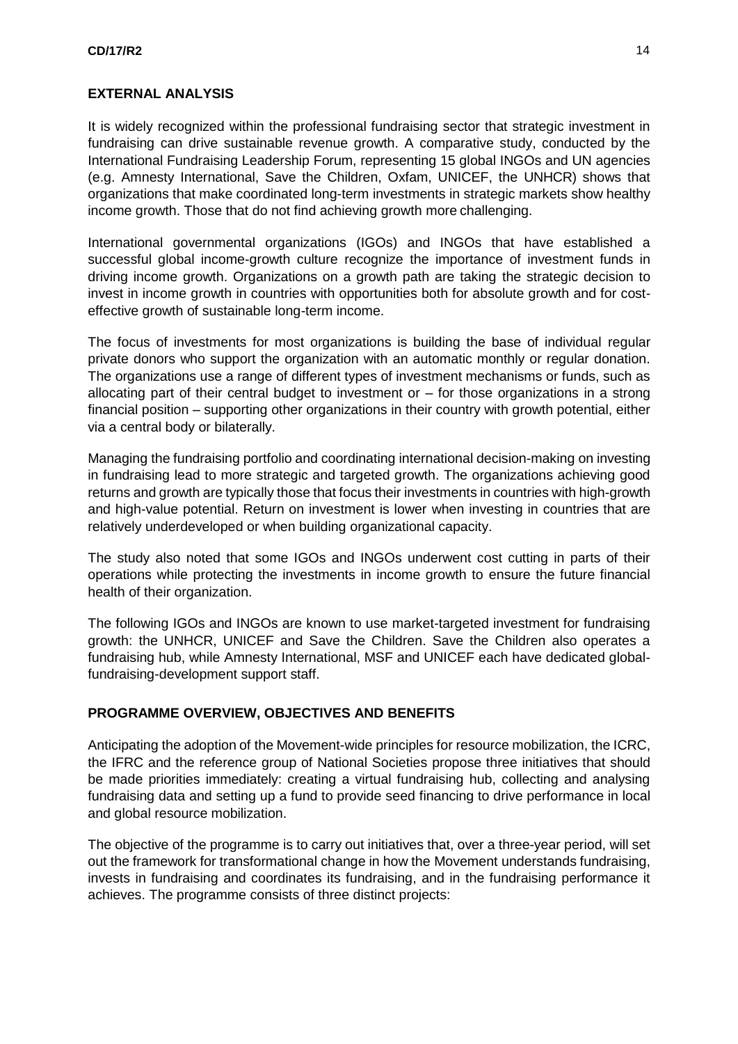## EXTERNAL ANALYSIS

It is widely recognized within the professional fundraising sector that strategic investment in fundraising can drive sustainable revenue growth. A comparative study, conducted by the International Fundraising Leadership Forum, representing 15 global INGOs and UN agencies (e.g. Amnesty International, Save the Children, Oxfam, UNICEF, the UNHCR) shows that organizations that make coordinated long-term investments in strategic markets show healthy income growth. Those that do not find achieving growth more challenging.

International governmental organizations (IGOs) and INGOs that have established a successful global income-growth culture recognize the importance of investment funds in driving income growth. Organizations on a growth path are taking the strategic decision to invest in income growth in countries with opportunities both for absolute growth and for cost-effective growth of sustainable long-term income.

The focus of investments for most organizations is building the base of individual regular private donors who support the organization with an automatic monthly or regular donation. The organizations use a range of different types of investment mechanisms or funds, such as allocating part of their central budget to investment or – for those organizations in a strong financial position – supporting other organizations in their country with growth potential, either via a central body or bilaterally.

Managing the fundraising portfolio and coordinating international decision-making on investing in fundraising lead to more strategic and targeted growth. The organizations achieving good returns and growth are typically those that focus their investments in countries with high-growth and high-value potential. Return on investment is lower when investing in countries that are relatively underdeveloped or when building organizational capacity.

The study also noted that some IGOs and INGOs underwent cost cutting in parts of their operations while protecting the investments in income growth to ensure the future financial health of their organization.

The following IGOs and INGOs are known to use market-targeted investment for fundraising growth: the UNHCR, UNICEF and Save the Children. Save the Children also operates a fundraising hub, while Amnesty International, MSF and UNICEF each have dedicated global-fundraising-development support staff.

## PROGRAMME OVERVIEW, OBJECTIVES AND BENEFITS

Anticipating the adoption of the Movement-wide principles for resource mobilization, the ICRC, the IFRC and the reference group of National Societies propose three initiatives that should be made priorities immediately: creating a virtual fundraising hub, collecting and analysing fundraising data and setting up a fund to provide seed financing to drive performance in local and global resource mobilization.

The objective of the programme is to carry out initiatives that, over a three-year period, will set out the framework for transformational change in how the Movement understands fundraising, invests in fundraising and coordinates its fundraising, and in the fundraising performance it achieves. The programme consists of three distinct projects: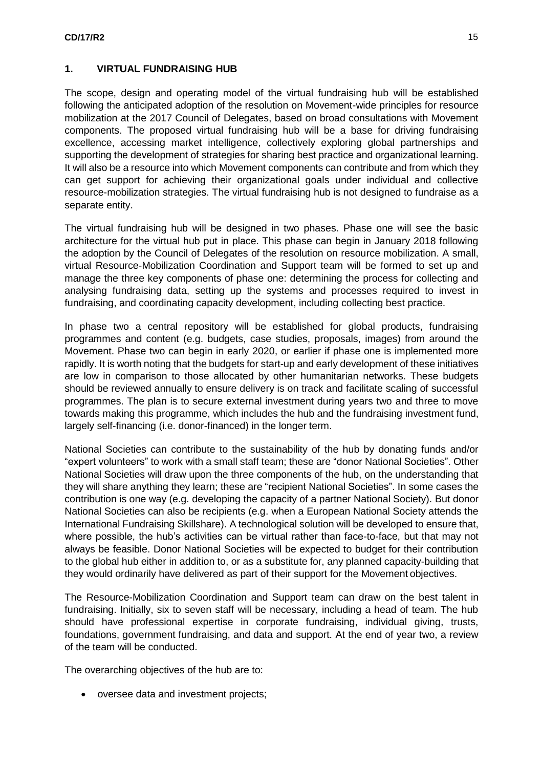## 1. VIRTUAL FUNDRAISING HUB

The scope, design and operating model of the virtual fundraising hub will be established following the anticipated adoption of the resolution on Movement-wide principles for resource mobilization at the 2017 Council of Delegates, based on broad consultations with Movement components. The proposed virtual fundraising hub will be a base for driving fundraising excellence, accessing market intelligence, collectively exploring global partnerships and supporting the development of strategies for sharing best practice and organizational learning. It will also be a resource into which Movement components can contribute and from which they can get support for achieving their organizational goals under individual and collective resource-mobilization strategies. The virtual fundraising hub is not designed to fundraise as a separate entity.

The virtual fundraising hub will be designed in two phases. Phase one will see the basic architecture for the virtual hub put in place. This phase can begin in January 2018 following the adoption by the Council of Delegates of the resolution on resource mobilization. A small, virtual Resource-Mobilization Coordination and Support team will be formed to set up and manage the three key components of phase one: determining the process for collecting and analysing fundraising data, setting up the systems and processes required to invest in fundraising, and coordinating capacity development, including collecting best practice.

In phase two a central repository will be established for global products, fundraising programmes and content (e.g. budgets, case studies, proposals, images) from around the Movement. Phase two can begin in early 2020, or earlier if phase one is implemented more rapidly. It is worth noting that the budgets for start-up and early development of these initiatives are low in comparison to those allocated by other humanitarian networks. These budgets should be reviewed annually to ensure delivery is on track and facilitate scaling of successful programmes. The plan is to secure external investment during years two and three to move towards making this programme, which includes the hub and the fundraising investment fund, largely self-financing (i.e. donor-financed) in the longer term.

National Societies can contribute to the sustainability of the hub by donating funds and/or "expert volunteers" to work with a small staff team; these are "donor National Societies". Other National Societies will draw upon the three components of the hub, on the understanding that they will share anything they learn; these are "recipient National Societies". In some cases the contribution is one way (e.g. developing the capacity of a partner National Society). But donor National Societies can also be recipients (e.g. when a European National Society attends the International Fundraising Skillshare). A technological solution will be developed to ensure that, where possible, the hub's activities can be virtual rather than face-to-face, but that may not always be feasible. Donor National Societies will be expected to budget for their contribution to the global hub either in addition to, or as a substitute for, any planned capacity-building that they would ordinarily have delivered as part of their support for the Movement objectives.

The Resource-Mobilization Coordination and Support team can draw on the best talent in fundraising. Initially, six to seven staff will be necessary, including a head of team. The hub should have professional expertise in corporate fundraising, individual giving, trusts, foundations, government fundraising, and data and support. At the end of year two, a review of the team will be conducted.

The overarching objectives of the hub are to:

- oversee data and investment projects;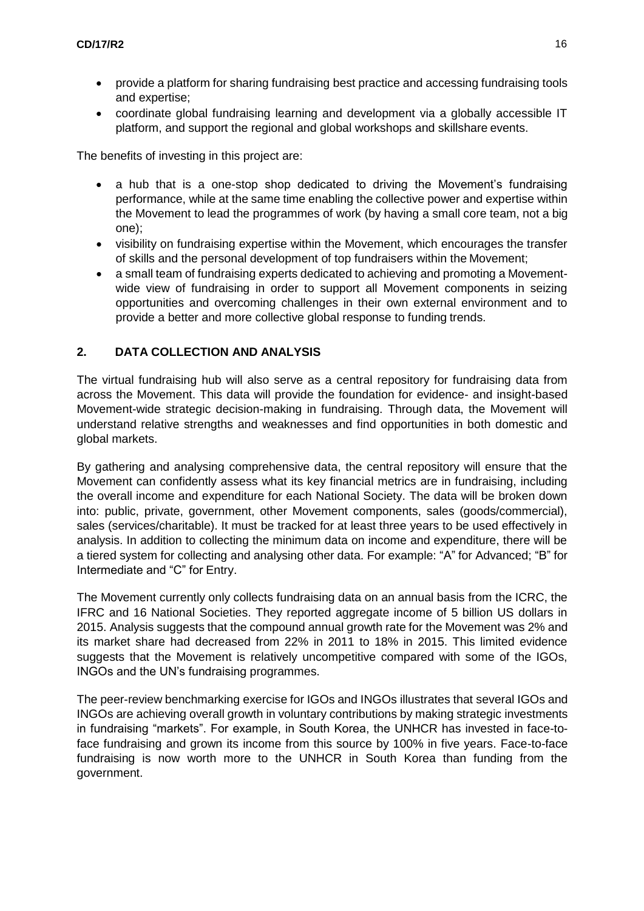- provide a platform for sharing fundraising best practice and accessing fundraising tools and expertise;
- coordinate global fundraising learning and development via a globally accessible IT platform, and support the regional and global workshops and skillshare events.

The benefits of investing in this project are:

- a hub that is a one-stop shop dedicated to driving the Movement's fundraising performance, while at the same time enabling the collective power and expertise within the Movement to lead the programmes of work (by having a small core team, not a big one);
- visibility on fundraising expertise within the Movement, which encourages the transfer of skills and the personal development of top fundraisers within the Movement;
- a small team of fundraising experts dedicated to achieving and promoting a Movement-wide view of fundraising in order to support all Movement components in seizing opportunities and overcoming challenges in their own external environment and to provide a better and more collective global response to funding trends.

## 2. DATA COLLECTION AND ANALYSIS

The virtual fundraising hub will also serve as a central repository for fundraising data from across the Movement. This data will provide the foundation for evidence- and insight-based Movement-wide strategic decision-making in fundraising. Through data, the Movement will understand relative strengths and weaknesses and find opportunities in both domestic and global markets.

By gathering and analysing comprehensive data, the central repository will ensure that the Movement can confidently assess what its key financial metrics are in fundraising, including the overall income and expenditure for each National Society. The data will be broken down into: public, private, government, other Movement components, sales (goods/commercial), sales (services/charitable). It must be tracked for at least three years to be used effectively in analysis. In addition to collecting the minimum data on income and expenditure, there will be a tiered system for collecting and analysing other data. For example: "A" for Advanced; "B" for Intermediate and "C" for Entry.

The Movement currently only collects fundraising data on an annual basis from the ICRC, the IFRC and 16 National Societies. They reported aggregate income of 5 billion US dollars in 2015. Analysis suggests that the compound annual growth rate for the Movement was 2% and its market share had decreased from 22% in 2011 to 18% in 2015. This limited evidence suggests that the Movement is relatively uncompetitive compared with some of the IGOs, INGOs and the UN's fundraising programmes.

The peer-review benchmarking exercise for IGOs and INGOs illustrates that several IGOs and INGOs are achieving overall growth in voluntary contributions by making strategic investments in fundraising "markets". For example, in South Korea, the UNHCR has invested in face-to-face fundraising and grown its income from this source by 100% in five years. Face-to-face fundraising is now worth more to the UNHCR in South Korea than funding from the government.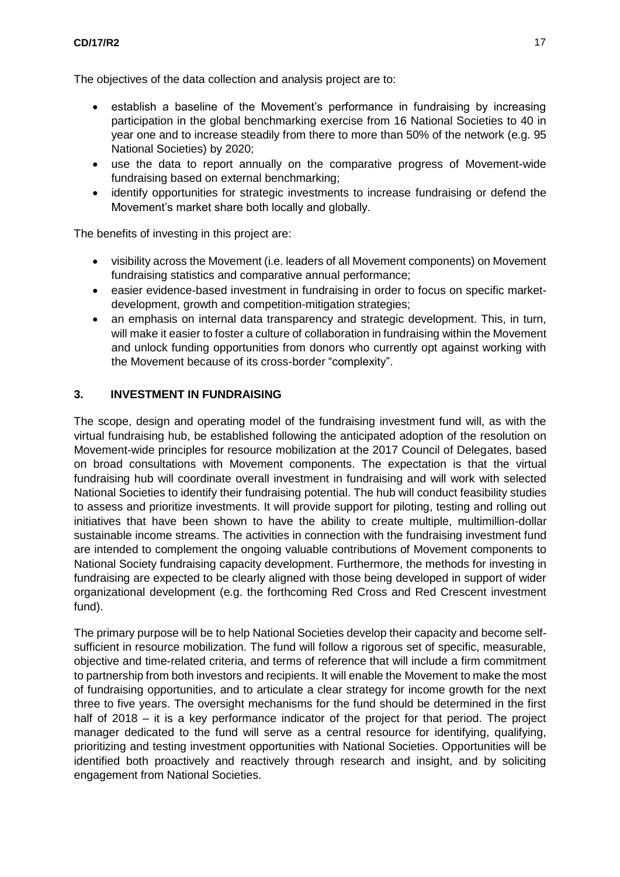The objectives of the data collection and analysis project are to:

- establish a baseline of the Movement's performance in fundraising by increasing participation in the global benchmarking exercise from 16 National Societies to 40 in year one and to increase steadily from there to more than 50% of the network (e.g. 95 National Societies) by 2020;
- use the data to report annually on the comparative progress of Movement-wide fundraising based on external benchmarking;
- identify opportunities for strategic investments to increase fundraising or defend the Movement's market share both locally and globally.

The benefits of investing in this project are:

- visibility across the Movement (i.e. leaders of all Movement components) on Movement fundraising statistics and comparative annual performance;
- easier evidence-based investment in fundraising in order to focus on specific market-development, growth and competition-mitigation strategies;
- an emphasis on internal data transparency and strategic development. This, in turn, will make it easier to foster a culture of collaboration in fundraising within the Movement and unlock funding opportunities from donors who currently opt against working with the Movement because of its cross-border "complexity".

## 3. INVESTMENT IN FUNDRAISING

The scope, design and operating model of the fundraising investment fund will, as with the virtual fundraising hub, be established following the anticipated adoption of the resolution on Movement-wide principles for resource mobilization at the 2017 Council of Delegates, based on broad consultations with Movement components. The expectation is that the virtual fundraising hub will coordinate overall investment in fundraising and will work with selected National Societies to identify their fundraising potential. The hub will conduct feasibility studies to assess and prioritize investments. It will provide support for piloting, testing and rolling out initiatives that have been shown to have the ability to create multiple, multimillion-dollar sustainable income streams. The activities in connection with the fundraising investment fund are intended to complement the ongoing valuable contributions of Movement components to National Society fundraising capacity development. Furthermore, the methods for investing in fundraising are expected to be clearly aligned with those being developed in support of wider organizational development (e.g. the forthcoming Red Cross and Red Crescent investment fund).

The primary purpose will be to help National Societies develop their capacity and become self-sufficient in resource mobilization. The fund will follow a rigorous set of specific, measurable, objective and time-related criteria, and terms of reference that will include a firm commitment to partnership from both investors and recipients. It will enable the Movement to make the most of fundraising opportunities, and to articulate a clear strategy for income growth for the next three to five years. The oversight mechanisms for the fund should be determined in the first half of 2018 – it is a key performance indicator of the project for that period. The project manager dedicated to the fund will serve as a central resource for identifying, qualifying, prioritizing and testing investment opportunities with National Societies. Opportunities will be identified both proactively and reactively through research and insight, and by soliciting engagement from National Societies.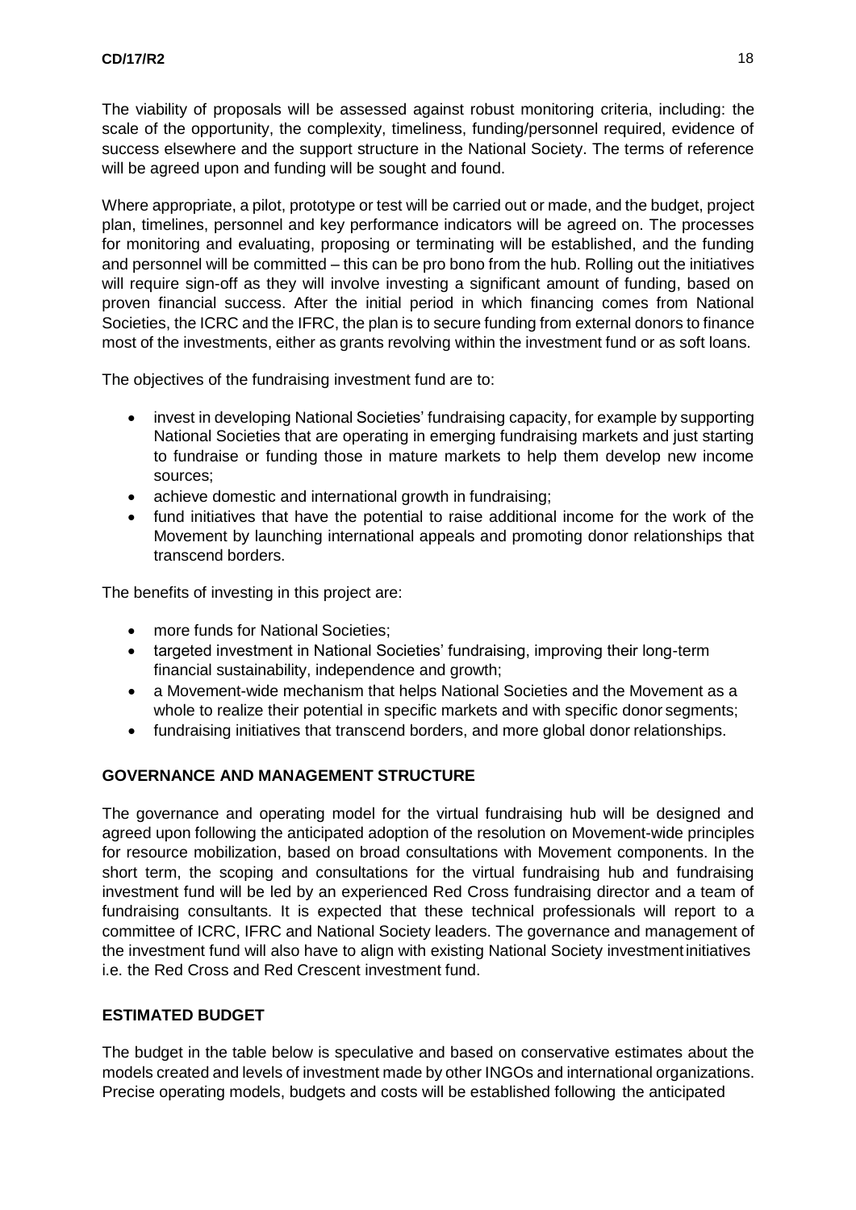The viability of proposals will be assessed against robust monitoring criteria, including: the scale of the opportunity, the complexity, timeliness, funding/personnel required, evidence of success elsewhere and the support structure in the National Society. The terms of reference will be agreed upon and funding will be sought and found.

Where appropriate, a pilot, prototype or test will be carried out or made, and the budget, project plan, timelines, personnel and key performance indicators will be agreed on. The processes for monitoring and evaluating, proposing or terminating will be established, and the funding and personnel will be committed – this can be pro bono from the hub. Rolling out the initiatives will require sign-off as they will involve investing a significant amount of funding, based on proven financial success. After the initial period in which financing comes from National Societies, the ICRC and the IFRC, the plan is to secure funding from external donors to finance most of the investments, either as grants revolving within the investment fund or as soft loans.

The objectives of the fundraising investment fund are to:

- invest in developing National Societies' fundraising capacity, for example by supporting National Societies that are operating in emerging fundraising markets and just starting to fundraise or funding those in mature markets to help them develop new income sources;
- achieve domestic and international growth in fundraising;
- fund initiatives that have the potential to raise additional income for the work of the Movement by launching international appeals and promoting donor relationships that transcend borders.

The benefits of investing in this project are:

- more funds for National Societies;
- targeted investment in National Societies' fundraising, improving their long-term financial sustainability, independence and growth;
- a Movement-wide mechanism that helps National Societies and the Movement as a whole to realize their potential in specific markets and with specific donor segments;
- fundraising initiatives that transcend borders, and more global donor relationships.

## GOVERNANCE AND MANAGEMENT STRUCTURE

The governance and operating model for the virtual fundraising hub will be designed and agreed upon following the anticipated adoption of the resolution on Movement-wide principles for resource mobilization, based on broad consultations with Movement components. In the short term, the scoping and consultations for the virtual fundraising hub and fundraising investment fund will be led by an experienced Red Cross fundraising director and a team of fundraising consultants. It is expected that these technical professionals will report to a committee of ICRC, IFRC and National Society leaders. The governance and management of the investment fund will also have to align with existing National Society investment initiatives i.e. the Red Cross and Red Crescent investment fund.

## ESTIMATED BUDGET

The budget in the table below is speculative and based on conservative estimates about the models created and levels of investment made by other INGOs and international organizations. Precise operating models, budgets and costs will be established following the anticipated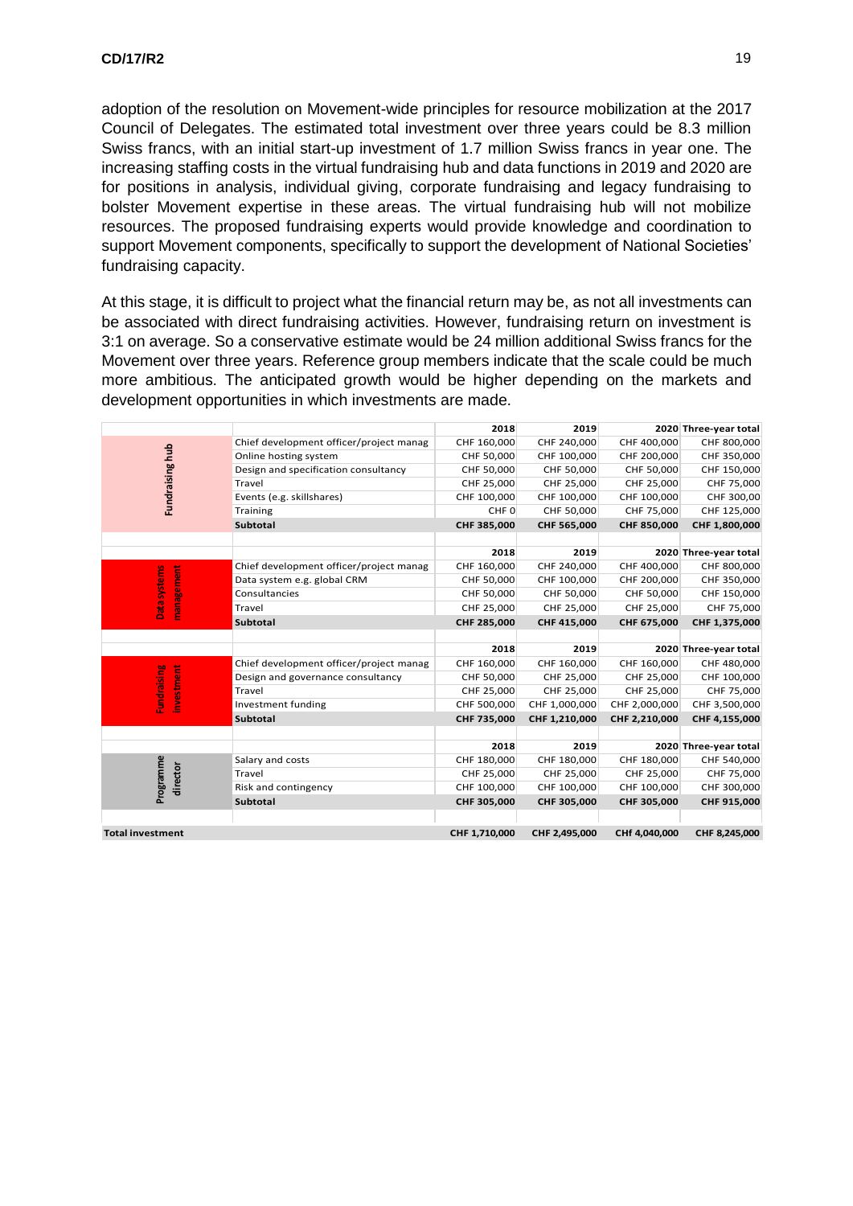adoption of the resolution on Movement-wide principles for resource mobilization at the 2017 Council of Delegates. The estimated total investment over three years could be 8.3 million Swiss francs, with an initial start-up investment of 1.7 million Swiss francs in year one. The increasing staffing costs in the virtual fundraising hub and data functions in 2019 and 2020 are for positions in analysis, individual giving, corporate fundraising and legacy fundraising to bolster Movement expertise in these areas. The virtual fundraising hub will not mobilize resources. The proposed fundraising experts would provide knowledge and coordination to support Movement components, specifically to support the development of National Societies' fundraising capacity.

At this stage, it is difficult to project what the financial return may be, as not all investments can be associated with direct fundraising activities. However, fundraising return on investment is 3:1 on average. So a conservative estimate would be 24 million additional Swiss francs for the Movement over three years. Reference group members indicate that the scale could be much more ambitious. The anticipated growth would be higher depending on the markets and development opportunities in which investments are made.

| | | 2018 | 2019 | 2020 | Three-year total |
|---|---|---|---|---|---|
| Fundraising hub | Chief development officer/project manag | CHF 160,000 | CHF 240,000 | CHF 400,000 | CHF 800,000 |
| | Online hosting system | CHF 50,000 | CHF 100,000 | CHF 200,000 | CHF 350,000 |
| | Design and specification consultancy | CHF 50,000 | CHF 50,000 | CHF 50,000 | CHF 150,000 |
| | Travel | CHF 25,000 | CHF 25,000 | CHF 25,000 | CHF 75,000 |
| | Events (e.g. skillshares) | CHF 100,000 | CHF 100,000 | CHF 100,000 | CHF 300,00 |
| | Training | CHF 0 | CHF 50,000 | CHF 75,000 | CHF 125,000 |
| | **Subtotal** | **CHF 385,000** | **CHF 565,000** | **CHF 850,000** | **CHF 1,800,000** |
| | | **2018** | **2019** | **2020** | **Three-year total** |
| Data systems management | Chief development officer/project manag | CHF 160,000 | CHF 240,000 | CHF 400,000 | CHF 800,000 |
| | Data system e.g. global CRM | CHF 50,000 | CHF 100,000 | CHF 200,000 | CHF 350,000 |
| | Consultancies | CHF 50,000 | CHF 50,000 | CHF 50,000 | CHF 150,000 |
| | Travel | CHF 25,000 | CHF 25,000 | CHF 25,000 | CHF 75,000 |
| | **Subtotal** | **CHF 285,000** | **CHF 415,000** | **CHF 675,000** | **CHF 1,375,000** |
| | | **2018** | **2019** | **2020** | **Three-year total** |
| Fundraising investment | Chief development officer/project manag | CHF 160,000 | CHF 160,000 | CHF 160,000 | CHF 480,000 |
| | Design and governance consultancy | CHF 50,000 | CHF 25,000 | CHF 25,000 | CHF 100,000 |
| | Travel | CHF 25,000 | CHF 25,000 | CHF 25,000 | CHF 75,000 |
| | Investment funding | CHF 500,000 | CHF 1,000,000 | CHF 2,000,000 | CHF 3,500,000 |
| | **Subtotal** | **CHF 735,000** | **CHF 1,210,000** | **CHF 2,210,000** | **CHF 4,155,000** |
| | | **2018** | **2019** | **2020** | **Three-year total** |
| Programme director | Salary and costs | CHF 180,000 | CHF 180,000 | CHF 180,000 | CHF 540,000 |
| | Travel | CHF 25,000 | CHF 25,000 | CHF 25,000 | CHF 75,000 |
| | Risk and contingency | CHF 100,000 | CHF 100,000 | CHF 100,000 | CHF 300,000 |
| | **Subtotal** | **CHF 305,000** | **CHF 305,000** | **CHF 305,000** | **CHF 915,000** |
| **Total investment** | | **CHF 1,710,000** | **CHF 2,495,000** | **CHf 4,040,000** | **CHF 8,245,000** |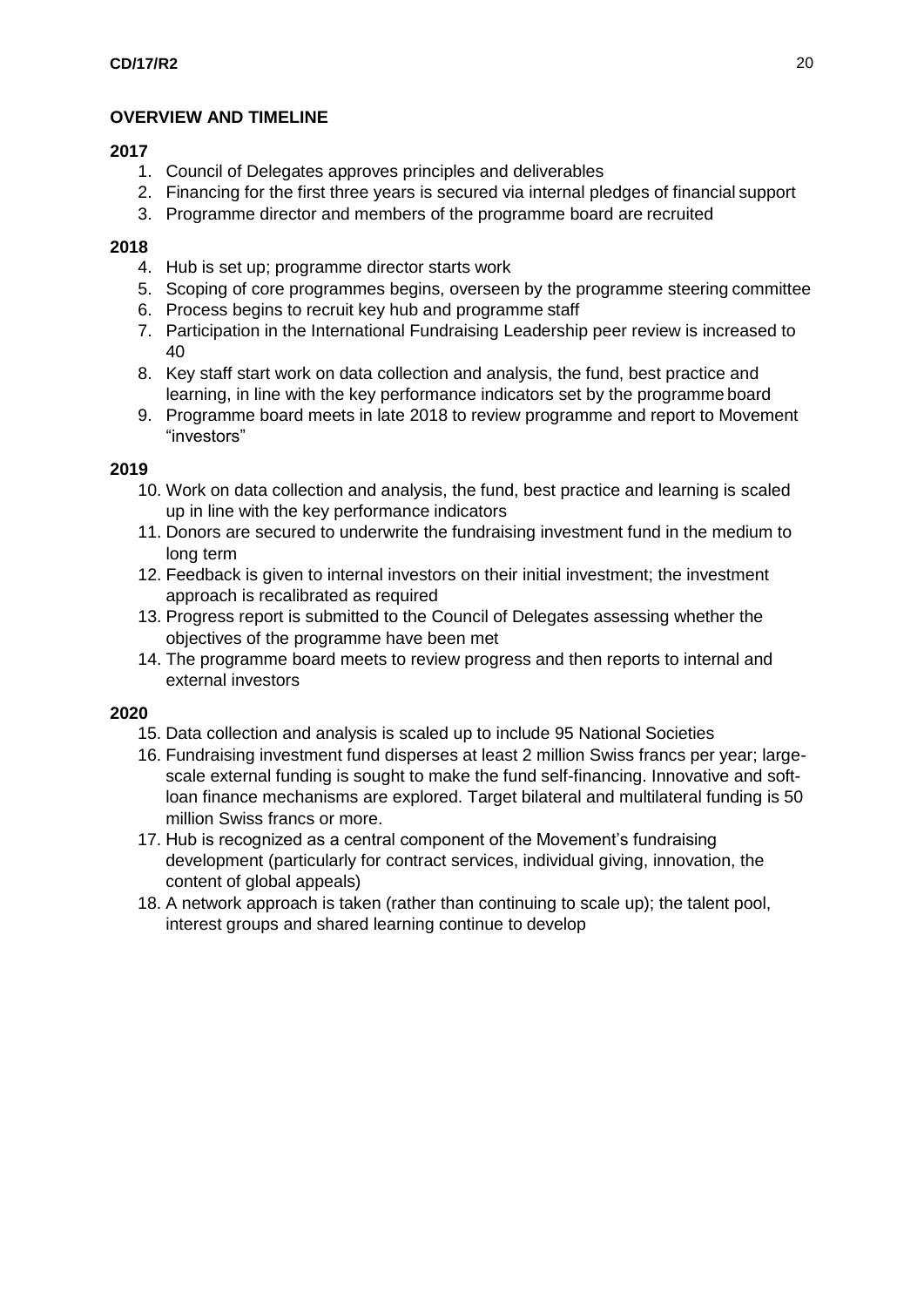## OVERVIEW AND TIMELINE

**2017**

1. Council of Delegates approves principles and deliverables
2. Financing for the first three years is secured via internal pledges of financial support
3. Programme director and members of the programme board are recruited

**2018**

4. Hub is set up; programme director starts work
5. Scoping of core programmes begins, overseen by the programme steering committee
6. Process begins to recruit key hub and programme staff
7. Participation in the International Fundraising Leadership peer review is increased to 40
8. Key staff start work on data collection and analysis, the fund, best practice and learning, in line with the key performance indicators set by the programme board
9. Programme board meets in late 2018 to review programme and report to Movement "investors"

**2019**

10. Work on data collection and analysis, the fund, best practice and learning is scaled up in line with the key performance indicators
11. Donors are secured to underwrite the fundraising investment fund in the medium to long term
12. Feedback is given to internal investors on their initial investment; the investment approach is recalibrated as required
13. Progress report is submitted to the Council of Delegates assessing whether the objectives of the programme have been met
14. The programme board meets to review progress and then reports to internal and external investors

**2020**

15. Data collection and analysis is scaled up to include 95 National Societies
16. Fundraising investment fund disperses at least 2 million Swiss francs per year; large-scale external funding is sought to make the fund self-financing. Innovative and soft-loan finance mechanisms are explored. Target bilateral and multilateral funding is 50 million Swiss francs or more.
17. Hub is recognized as a central component of the Movement's fundraising development (particularly for contract services, individual giving, innovation, the content of global appeals)
18. A network approach is taken (rather than continuing to scale up); the talent pool, interest groups and shared learning continue to develop